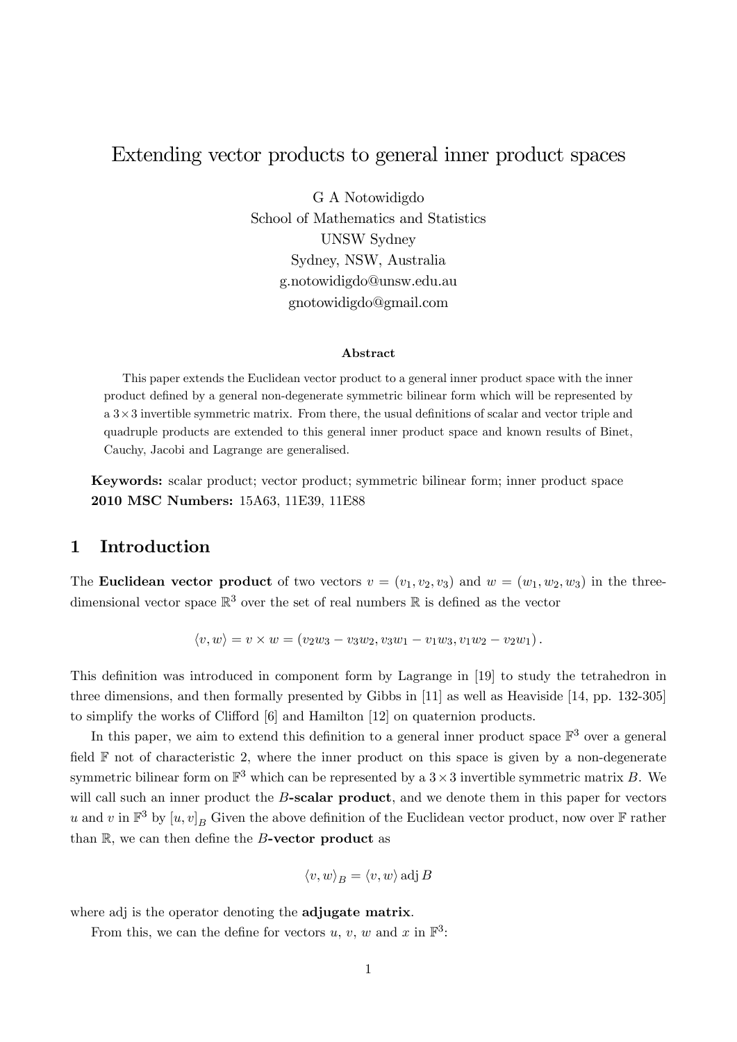# Extending vector products to general inner product spaces

G A Notowidigdo
School of Mathematics and Statistics
UNSW Sydney
Sydney, NSW, Australia
g.notowidigdo@unsw.edu.au
gnotowidigdo@gmail.com

### Abstract

This paper extends the Euclidean vector product to a general inner product space with the inner product defined by a general non-degenerate symmetric bilinear form which will be represented by a $3\times3$ invertible symmetric matrix. From there, the usual definitions of scalar and vector triple and quadruple products are extended to this general inner product space and known results of Binet, Cauchy, Jacobi and Lagrange are generalised.

**Keywords:** scalar product; vector product; symmetric bilinear form; inner product space
**2010 MSC Numbers:** 15A63, 11E39, 11E88

## 1 Introduction

The **Euclidean vector product** of two vectors $v = (v_1, v_2, v_3)$ and $w = (w_1, w_2, w_3)$ in the three-dimensional vector space $\mathbb{R}^3$ over the set of real numbers $\mathbb{R}$ is defined as the vector

$$\langle v, w\rangle = v \times w = (v_2w_3 - v_3w_2, v_3w_1 - v_1w_3, v_1w_2 - v_2w_1).$$

This definition was introduced in component form by Lagrange in [19] to study the tetrahedron in three dimensions, and then formally presented by Gibbs in [11] as well as Heaviside [14, pp. 132-305] to simplify the works of Clifford [6] and Hamilton [12] on quaternion products.

In this paper, we aim to extend this definition to a general inner product space $\mathbb{F}^3$ over a general field $\mathbb{F}$ not of characteristic 2, where the inner product on this space is given by a non-degenerate symmetric bilinear form on $\mathbb{F}^3$ which can be represented by a $3\times3$ invertible symmetric matrix $B$. We will call such an inner product the **$B$-scalar product**, and we denote them in this paper for vectors $u$ and $v$ in $\mathbb{F}^3$ by $[u, v]_B$ Given the above definition of the Euclidean vector product, now over $\mathbb{F}$ rather than $\mathbb{R}$, we can then define the **$B$-vector product** as

$$\langle v, w\rangle_B = \langle v, w\rangle \operatorname{adj} B$$

where adj is the operator denoting the **adjugate matrix**.

From this, we can the define for vectors $u$, $v$, $w$ and $x$ in $\mathbb{F}^3$: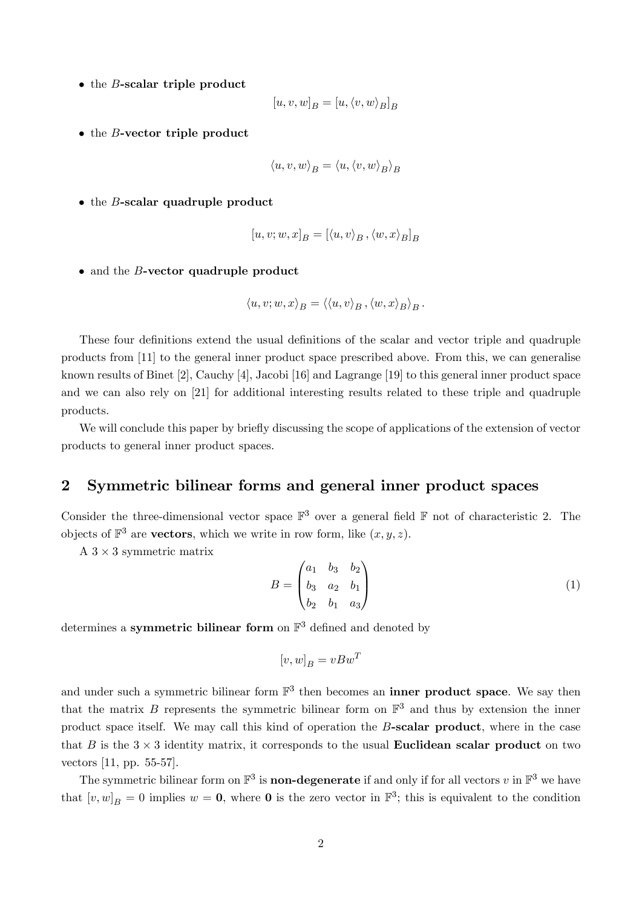- the $B$-**scalar triple product**

$$[u,v,w]_B = [u, \langle v,w\rangle_B]_B$$

- the $B$-**vector triple product**

$$\langle u,v,w\rangle_B = \langle u, \langle v,w\rangle_B\rangle_B$$

- the $B$-**scalar quadruple product**

$$[u,v;w,x]_B = [\langle u,v\rangle_B, \langle w,x\rangle_B]_B$$

- and the $B$-**vector quadruple product**

$$\langle u,v;w,x\rangle_B = \langle\langle u,v\rangle_B, \langle w,x\rangle_B\rangle_B.$$

These four definitions extend the usual definitions of the scalar and vector triple and quadruple products from [11] to the general inner product space prescribed above. From this, we can generalise known results of Binet [2], Cauchy [4], Jacobi [16] and Lagrange [19] to this general inner product space and we can also rely on [21] for additional interesting results related to these triple and quadruple products.

We will conclude this paper by briefly discussing the scope of applications of the extension of vector products to general inner product spaces.

## 2 Symmetric bilinear forms and general inner product spaces

Consider the three-dimensional vector space $\mathbb{F}^3$ over a general field $\mathbb{F}$ not of characteristic 2. The objects of $\mathbb{F}^3$ are **vectors**, which we write in row form, like $(x,y,z)$.

A $3\times 3$ symmetric matrix

$$B = \begin{pmatrix} a_1 & b_3 & b_2 \\ b_3 & a_2 & b_1 \\ b_2 & b_1 & a_3 \end{pmatrix} \tag{1}$$

determines a **symmetric bilinear form** on $\mathbb{F}^3$ defined and denoted by

$$[v,w]_B = vBw^T$$

and under such a symmetric bilinear form $\mathbb{F}^3$ then becomes an **inner product space**. We say then that the matrix $B$ represents the symmetric bilinear form on $\mathbb{F}^3$ and thus by extension the inner product space itself. We may call this kind of operation the $B$-**scalar product**, where in the case that $B$ is the $3\times 3$ identity matrix, it corresponds to the usual **Euclidean scalar product** on two vectors [11, pp. 55-57].

The symmetric bilinear form on $\mathbb{F}^3$ is **non-degenerate** if and only if for all vectors $v$ in $\mathbb{F}^3$ we have that $[v,w]_B = 0$ implies $w = \mathbf{0}$, where $\mathbf{0}$ is the zero vector in $\mathbb{F}^3$; this is equivalent to the condition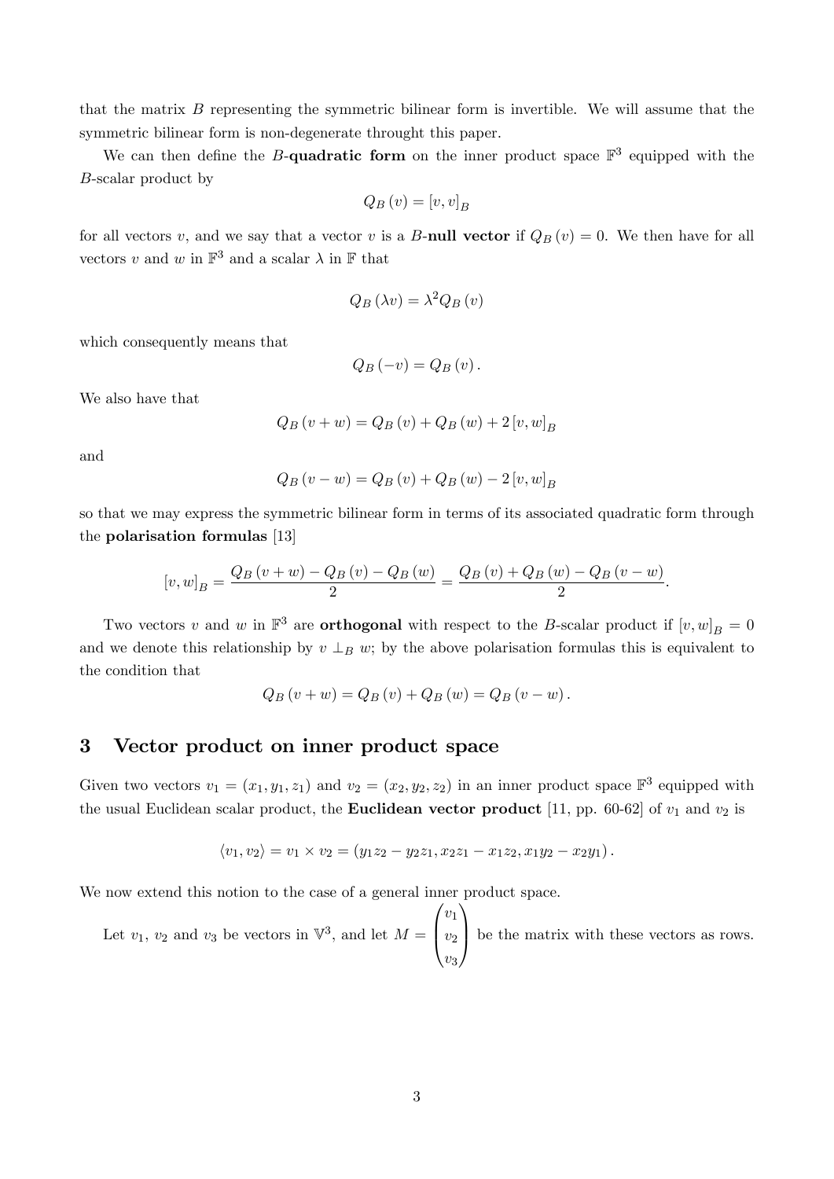that the matrix $B$ representing the symmetric bilinear form is invertible. We will assume that the symmetric bilinear form is non-degenerate throught this paper.

We can then define the $B$-**quadratic form** on the inner product space $\mathbb{F}^3$ equipped with the $B$-scalar product by

$$Q_B(v) = [v,v]_B$$

for all vectors $v$, and we say that a vector $v$ is a $B$-**null vector** if $Q_B(v) = 0$. We then have for all vectors $v$ and $w$ in $\mathbb{F}^3$ and a scalar $\lambda$ in $\mathbb{F}$ that

$$Q_B(\lambda v) = \lambda^2 Q_B(v)$$

which consequently means that

$$Q_B(-v) = Q_B(v).$$

We also have that

$$Q_B(v+w) = Q_B(v) + Q_B(w) + 2[v,w]_B$$

and

$$Q_B(v-w) = Q_B(v) + Q_B(w) - 2[v,w]_B$$

so that we may express the symmetric bilinear form in terms of its associated quadratic form through the **polarisation formulas** [13]

$$[v,w]_B = \frac{Q_B(v+w) - Q_B(v) - Q_B(w)}{2} = \frac{Q_B(v) + Q_B(w) - Q_B(v-w)}{2}.$$

Two vectors $v$ and $w$ in $\mathbb{F}^3$ are **orthogonal** with respect to the $B$-scalar product if $[v,w]_B = 0$ and we denote this relationship by $v \perp_B w$; by the above polarisation formulas this is equivalent to the condition that

$$Q_B(v+w) = Q_B(v) + Q_B(w) = Q_B(v-w).$$

## 3 Vector product on inner product space

Given two vectors $v_1 = (x_1, y_1, z_1)$ and $v_2 = (x_2, y_2, z_2)$ in an inner product space $\mathbb{F}^3$ equipped with the usual Euclidean scalar product, the **Euclidean vector product** [11, pp. 60-62] of $v_1$ and $v_2$ is

$$\langle v_1, v_2 \rangle = v_1 \times v_2 = (y_1 z_2 - y_2 z_1, x_2 z_1 - x_1 z_2, x_1 y_2 - x_2 y_1).$$

We now extend this notion to the case of a general inner product space.

Let $v_1$, $v_2$ and $v_3$ be vectors in $\mathbb{V}^3$, and let $M = \begin{pmatrix} v_1 \\ v_2 \\ v_3 \end{pmatrix}$ be the matrix with these vectors as rows.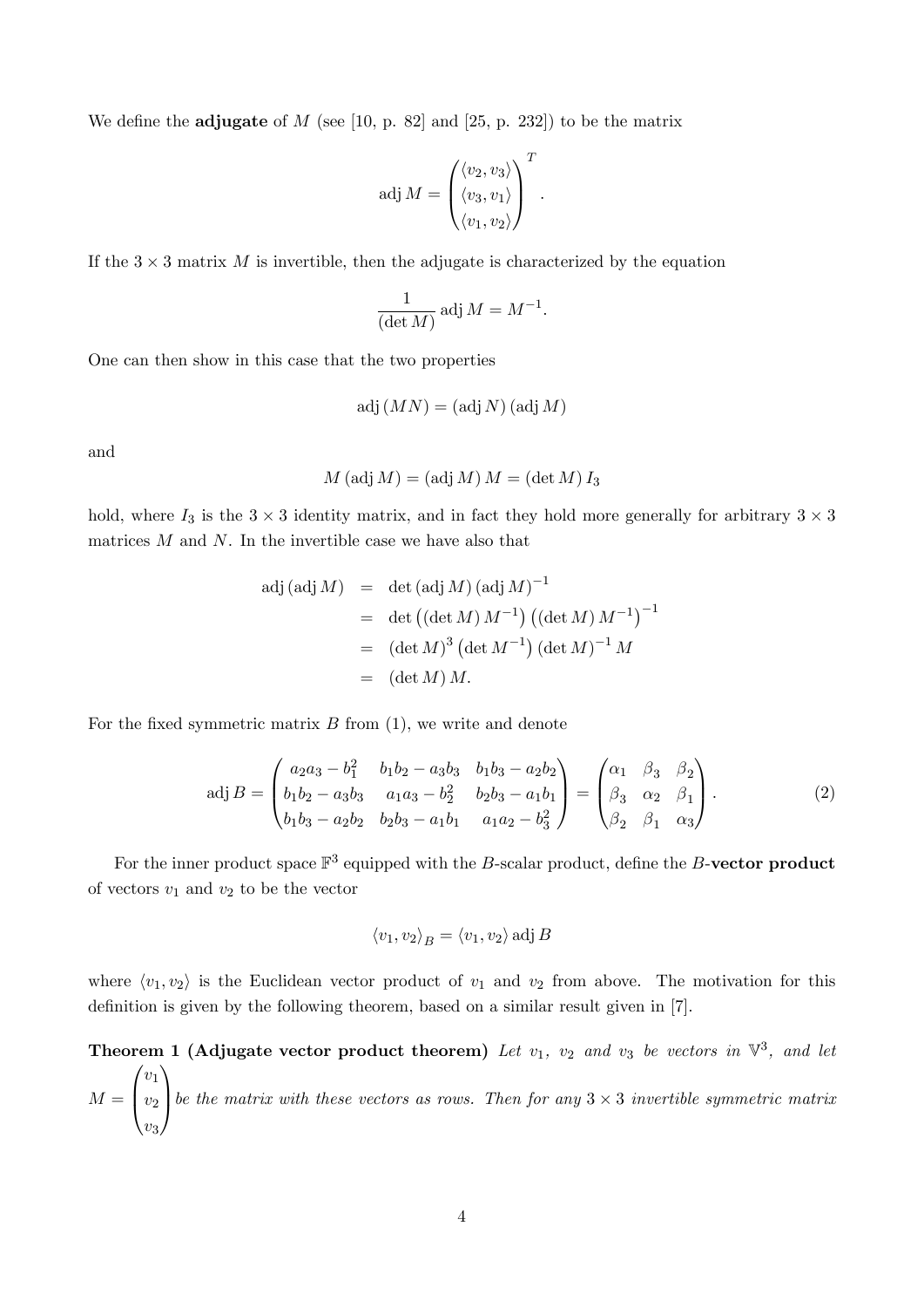We define the **adjugate** of $M$ (see [10, p. 82] and [25, p. 232]) to be the matrix

$$\operatorname{adj} M = \begin{pmatrix} \langle v_2, v_3 \rangle \\ \langle v_3, v_1 \rangle \\ \langle v_1, v_2 \rangle \end{pmatrix}^T.$$

If the $3 \times 3$ matrix $M$ is invertible, then the adjugate is characterized by the equation

$$\frac{1}{(\det M)} \operatorname{adj} M = M^{-1}.$$

One can then show in this case that the two properties

$$\operatorname{adj}(MN) = (\operatorname{adj} N)(\operatorname{adj} M)$$

and

$$M(\operatorname{adj} M) = (\operatorname{adj} M) M = (\det M) I_3$$

hold, where $I_3$ is the $3 \times 3$ identity matrix, and in fact they hold more generally for arbitrary $3 \times 3$ matrices $M$ and $N$. In the invertible case we have also that

$$\begin{aligned}
\operatorname{adj}(\operatorname{adj} M) &= \det(\operatorname{adj} M)(\operatorname{adj} M)^{-1} \\
&= \det\left((\det M) M^{-1}\right)\left((\det M) M^{-1}\right)^{-1} \\
&= (\det M)^3 \left(\det M^{-1}\right)(\det M)^{-1} M \\
&= (\det M) M.
\end{aligned}$$

For the fixed symmetric matrix $B$ from (1), we write and denote

$$\operatorname{adj} B = \begin{pmatrix} a_2 a_3 - b_1^2 & b_1 b_2 - a_3 b_3 & b_1 b_3 - a_2 b_2 \\ b_1 b_2 - a_3 b_3 & a_1 a_3 - b_2^2 & b_2 b_3 - a_1 b_1 \\ b_1 b_3 - a_2 b_2 & b_2 b_3 - a_1 b_1 & a_1 a_2 - b_3^2 \end{pmatrix} = \begin{pmatrix} \alpha_1 & \beta_3 & \beta_2 \\ \beta_3 & \alpha_2 & \beta_1 \\ \beta_2 & \beta_1 & \alpha_3 \end{pmatrix}. \tag{2}$$

For the inner product space $\mathbb{F}^3$ equipped with the $B$-scalar product, define the $B$-**vector product** of vectors $v_1$ and $v_2$ to be the vector

$$\langle v_1, v_2 \rangle_B = \langle v_1, v_2 \rangle \operatorname{adj} B$$

where $\langle v_1, v_2 \rangle$ is the Euclidean vector product of $v_1$ and $v_2$ from above. The motivation for this definition is given by the following theorem, based on a similar result given in [7].

**Theorem 1 (Adjugate vector product theorem)** *Let $v_1$, $v_2$ and $v_3$ be vectors in $\mathbb{V}^3$, and let $M = \begin{pmatrix} v_1 \\ v_2 \\ v_3 \end{pmatrix}$ be the matrix with these vectors as rows. Then for any $3 \times 3$ invertible symmetric matrix*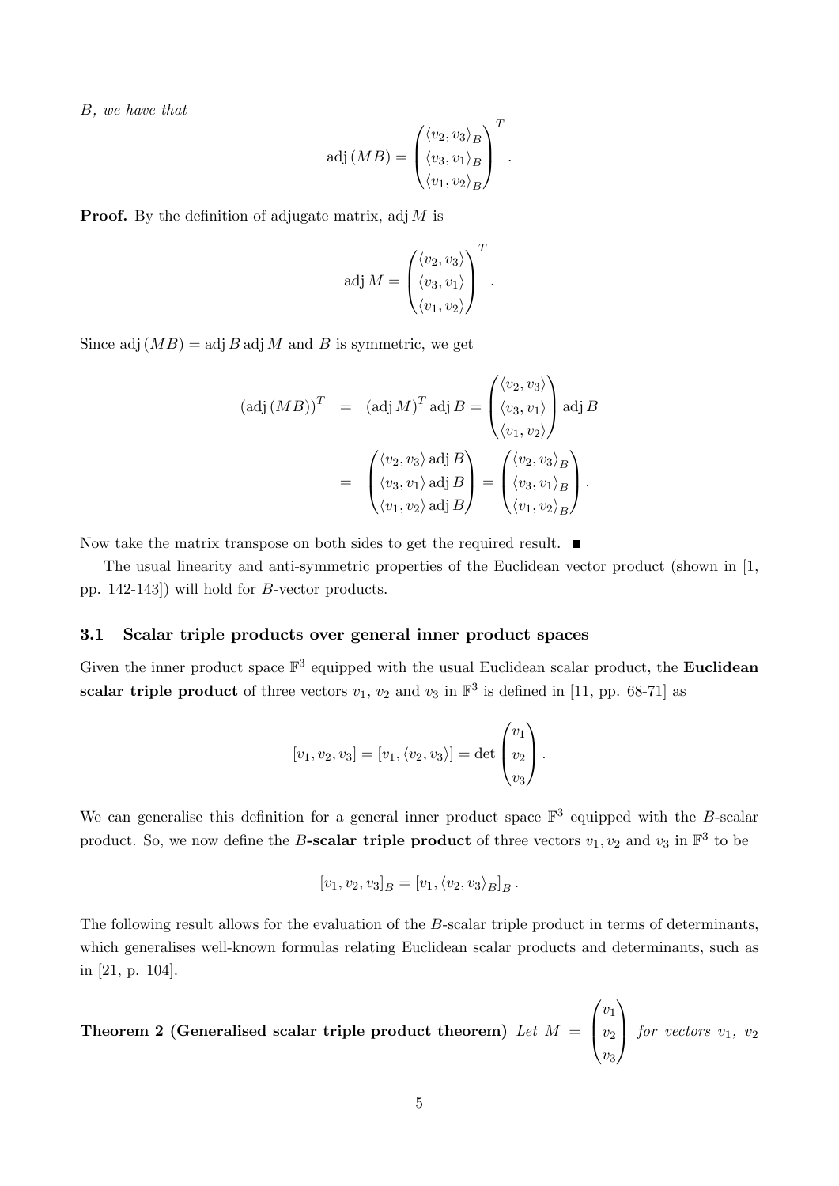$B$, *we have that*

$$\operatorname{adj}(MB) = \begin{pmatrix} \langle v_2, v_3 \rangle_B \\ \langle v_3, v_1 \rangle_B \\ \langle v_1, v_2 \rangle_B \end{pmatrix}^T .$$

**Proof.** By the definition of adjugate matrix, $\operatorname{adj} M$ is

$$\operatorname{adj} M = \begin{pmatrix} \langle v_2, v_3 \rangle \\ \langle v_3, v_1 \rangle \\ \langle v_1, v_2 \rangle \end{pmatrix}^T .$$

Since $\operatorname{adj}(MB) = \operatorname{adj} B \operatorname{adj} M$ and $B$ is symmetric, we get

$$\begin{aligned} (\operatorname{adj}(MB))^T &= (\operatorname{adj} M)^T \operatorname{adj} B = \begin{pmatrix} \langle v_2, v_3 \rangle \\ \langle v_3, v_1 \rangle \\ \langle v_1, v_2 \rangle \end{pmatrix} \operatorname{adj} B \\ &= \begin{pmatrix} \langle v_2, v_3 \rangle \operatorname{adj} B \\ \langle v_3, v_1 \rangle \operatorname{adj} B \\ \langle v_1, v_2 \rangle \operatorname{adj} B \end{pmatrix} = \begin{pmatrix} \langle v_2, v_3 \rangle_B \\ \langle v_3, v_1 \rangle_B \\ \langle v_1, v_2 \rangle_B \end{pmatrix}. \end{aligned}$$

Now take the matrix transpose on both sides to get the required result. ■

The usual linearity and anti-symmetric properties of the Euclidean vector product (shown in [1, pp. 142-143]) will hold for $B$-vector products.

### 3.1 Scalar triple products over general inner product spaces

Given the inner product space $\mathbb{F}^3$ equipped with the usual Euclidean scalar product, the **Euclidean scalar triple product** of three vectors $v_1$, $v_2$ and $v_3$ in $\mathbb{F}^3$ is defined in [11, pp. 68-71] as

$$[v_1, v_2, v_3] = [v_1, \langle v_2, v_3 \rangle] = \det \begin{pmatrix} v_1 \\ v_2 \\ v_3 \end{pmatrix}.$$

We can generalise this definition for a general inner product space $\mathbb{F}^3$ equipped with the $B$-scalar product. So, we now define the **$B$-scalar triple product** of three vectors $v_1, v_2$ and $v_3$ in $\mathbb{F}^3$ to be

$$[v_1, v_2, v_3]_B = [v_1, \langle v_2, v_3 \rangle_B]_B .$$

The following result allows for the evaluation of the $B$-scalar triple product in terms of determinants, which generalises well-known formulas relating Euclidean scalar products and determinants, such as in [21, p. 104].

**Theorem 2 (Generalised scalar triple product theorem)** *Let* $M = \begin{pmatrix} v_1 \\ v_2 \\ v_3 \end{pmatrix}$ *for vectors* $v_1$, $v_2$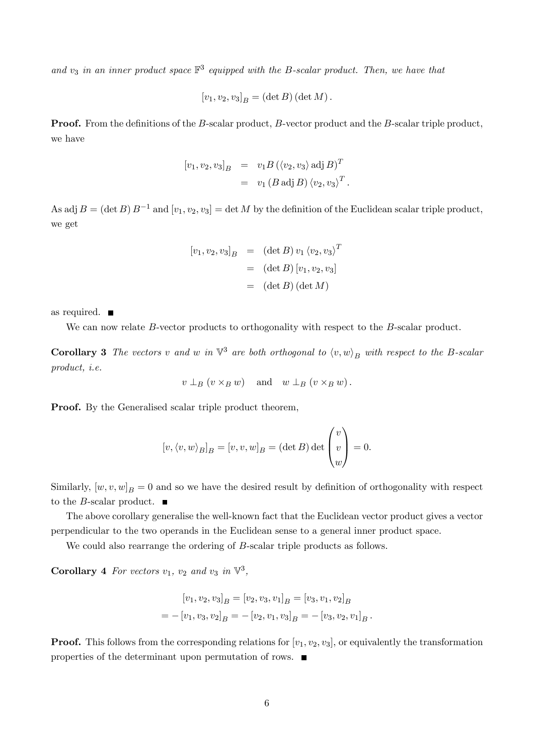*and $v_3$ in an inner product space $\mathbb{F}^3$ equipped with the $B$-scalar product. Then, we have that*

$$[v_1, v_2, v_3]_B = (\det B)(\det M).$$

**Proof.** From the definitions of the $B$-scalar product, $B$-vector product and the $B$-scalar triple product, we have

$$\begin{aligned} [v_1, v_2, v_3]_B &= v_1 B \left(\langle v_2, v_3 \rangle \operatorname{adj} B\right)^T \\ &= v_1 \left(B \operatorname{adj} B\right) \langle v_2, v_3 \rangle^T . \end{aligned}$$

As $\operatorname{adj} B = (\det B) B^{-1}$ and $[v_1, v_2, v_3] = \det M$ by the definition of the Euclidean scalar triple product, we get

$$\begin{aligned} [v_1, v_2, v_3]_B &= (\det B)\, v_1 \langle v_2, v_3 \rangle^T \\ &= (\det B)\, [v_1, v_2, v_3] \\ &= (\det B)(\det M) \end{aligned}$$

as required. ■

We can now relate $B$-vector products to orthogonality with respect to the $B$-scalar product.

**Corollary 3** *The vectors $v$ and $w$ in $\mathbb{V}^3$ are both orthogonal to $\langle v, w \rangle_B$ with respect to the $B$-scalar product, i.e.*

$$v \perp_B (v \times_B w) \quad \text{and} \quad w \perp_B (v \times_B w).$$

**Proof.** By the Generalised scalar triple product theorem,

$$[v, \langle v, w \rangle_B]_B = [v, v, w]_B = (\det B) \det \begin{pmatrix} v \\ v \\ w \end{pmatrix} = 0.$$

Similarly, $[w, v, w]_B = 0$ and so we have the desired result by definition of orthogonality with respect to the $B$-scalar product. ■

The above corollary generalise the well-known fact that the Euclidean vector product gives a vector perpendicular to the two operands in the Euclidean sense to a general inner product space.

We could also rearrange the ordering of $B$-scalar triple products as follows.

**Corollary 4** *For vectors $v_1$, $v_2$ and $v_3$ in $\mathbb{V}^3$,*

$$\begin{aligned} [v_1, v_2, v_3]_B = [v_2, v_3, v_1]_B = [v_3, v_1, v_2]_B \\ = -[v_1, v_3, v_2]_B = -[v_2, v_1, v_3]_B = -[v_3, v_2, v_1]_B . \end{aligned}$$

**Proof.** This follows from the corresponding relations for $[v_1, v_2, v_3]$, or equivalently the transformation properties of the determinant upon permutation of rows. ■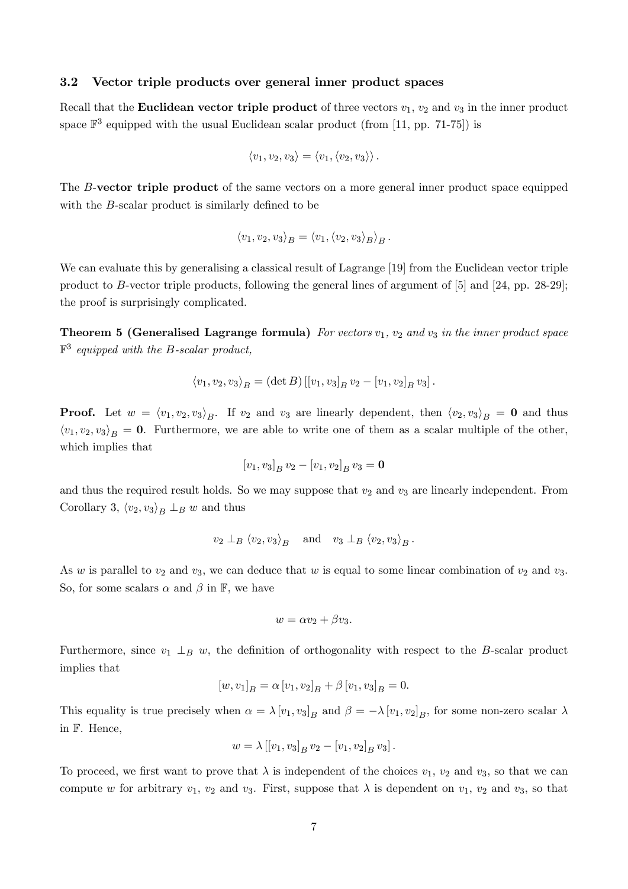### 3.2 Vector triple products over general inner product spaces

Recall that the **Euclidean vector triple product** of three vectors $v_1$, $v_2$ and $v_3$ in the inner product space $\mathbb{F}^3$ equipped with the usual Euclidean scalar product (from [11, pp. 71-75]) is

$$\langle v_1, v_2, v_3 \rangle = \langle v_1, \langle v_2, v_3 \rangle \rangle .$$

The $B$-**vector triple product** of the same vectors on a more general inner product space equipped with the $B$-scalar product is similarly defined to be

$$\langle v_1, v_2, v_3 \rangle_B = \langle v_1, \langle v_2, v_3 \rangle_B \rangle_B .$$

We can evaluate this by generalising a classical result of Lagrange [19] from the Euclidean vector triple product to $B$-vector triple products, following the general lines of argument of [5] and [24, pp. 28-29]; the proof is surprisingly complicated.

**Theorem 5 (Generalised Lagrange formula)** *For vectors $v_1$, $v_2$ and $v_3$ in the inner product space $\mathbb{F}^3$ equipped with the $B$-scalar product,*

$$\langle v_1, v_2, v_3 \rangle_B = (\det B) \left[ [v_1, v_3]_B \, v_2 - [v_1, v_2]_B \, v_3 \right].$$

**Proof.** Let $w = \langle v_1, v_2, v_3 \rangle_B$. If $v_2$ and $v_3$ are linearly dependent, then $\langle v_2, v_3 \rangle_B = \mathbf{0}$ and thus $\langle v_1, v_2, v_3 \rangle_B = \mathbf{0}$. Furthermore, we are able to write one of them as a scalar multiple of the other, which implies that

$$[v_1, v_3]_B \, v_2 - [v_1, v_2]_B \, v_3 = \mathbf{0}$$

and thus the required result holds. So we may suppose that $v_2$ and $v_3$ are linearly independent. From Corollary 3, $\langle v_2, v_3 \rangle_B \perp_B w$ and thus

$$v_2 \perp_B \langle v_2, v_3 \rangle_B \quad \text{and} \quad v_3 \perp_B \langle v_2, v_3 \rangle_B .$$

As $w$ is parallel to $v_2$ and $v_3$, we can deduce that $w$ is equal to some linear combination of $v_2$ and $v_3$. So, for some scalars $\alpha$ and $\beta$ in $\mathbb{F}$, we have

$$w = \alpha v_2 + \beta v_3.$$

Furthermore, since $v_1 \perp_B w$, the definition of orthogonality with respect to the $B$-scalar product implies that

$$[w, v_1]_B = \alpha \, [v_1, v_2]_B + \beta \, [v_1, v_3]_B = 0.$$

This equality is true precisely when $\alpha = \lambda \, [v_1, v_3]_B$ and $\beta = -\lambda \, [v_1, v_2]_B$, for some non-zero scalar $\lambda$ in $\mathbb{F}$. Hence,

$$w = \lambda \left[ [v_1, v_3]_B \, v_2 - [v_1, v_2]_B \, v_3 \right].$$

To proceed, we first want to prove that $\lambda$ is independent of the choices $v_1$, $v_2$ and $v_3$, so that we can compute $w$ for arbitrary $v_1$, $v_2$ and $v_3$. First, suppose that $\lambda$ is dependent on $v_1$, $v_2$ and $v_3$, so that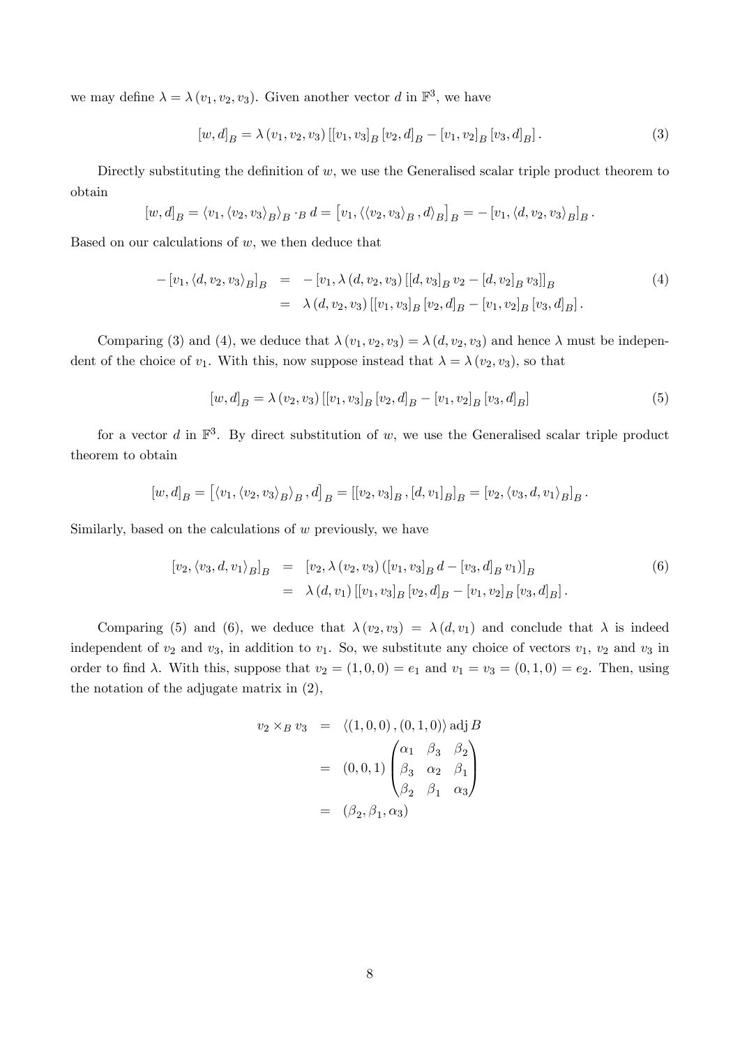we may define $\lambda = \lambda(v_1, v_2, v_3)$. Given another vector $d$ in $\mathbb{F}^3$, we have

$$[w, d]_B = \lambda(v_1, v_2, v_3)\left[[v_1, v_3]_B [v_2, d]_B - [v_1, v_2]_B [v_3, d]_B\right]. \tag{3}$$

Directly substituting the definition of $w$, we use the Generalised scalar triple product theorem to obtain

$$[w, d]_B = \langle v_1, \langle v_2, v_3\rangle_B\rangle_B \cdot_B d = \left[v_1, \langle\langle v_2, v_3\rangle_B, d\rangle_B\right]_B = -\left[v_1, \langle d, v_2, v_3\rangle_B\right]_B.$$

Based on our calculations of $w$, we then deduce that

$$\begin{aligned} -\left[v_1, \langle d, v_2, v_3\rangle_B\right]_B &= -\left[v_1, \lambda(d, v_2, v_3)\left[[d, v_3]_B v_2 - [d, v_2]_B v_3\right]\right]_B \\ &= \lambda(d, v_2, v_3)\left[[v_1, v_3]_B [v_2, d]_B - [v_1, v_2]_B [v_3, d]_B\right]. \end{aligned} \tag{4}$$

Comparing (3) and (4), we deduce that $\lambda(v_1, v_2, v_3) = \lambda(d, v_2, v_3)$ and hence $\lambda$ must be independent of the choice of $v_1$. With this, now suppose instead that $\lambda = \lambda(v_2, v_3)$, so that

$$[w, d]_B = \lambda(v_2, v_3)\left[[v_1, v_3]_B [v_2, d]_B - [v_1, v_2]_B [v_3, d]_B\right] \tag{5}$$

for a vector $d$ in $\mathbb{F}^3$. By direct substitution of $w$, we use the Generalised scalar triple product theorem to obtain

$$[w, d]_B = \left[\langle v_1, \langle v_2, v_3\rangle_B\rangle_B, d\right]_B = \left[[v_2, v_3]_B, [d, v_1]_B\right]_B = \left[v_2, \langle v_3, d, v_1\rangle_B\right]_B.$$

Similarly, based on the calculations of $w$ previously, we have

$$\begin{aligned} \left[v_2, \langle v_3, d, v_1\rangle_B\right]_B &= \left[v_2, \lambda(v_2, v_3)\left([v_1, v_3]_B d - [v_3, d]_B v_1\right)\right]_B \\ &= \lambda(d, v_1)\left[[v_1, v_3]_B [v_2, d]_B - [v_1, v_2]_B [v_3, d]_B\right]. \end{aligned} \tag{6}$$

Comparing (5) and (6), we deduce that $\lambda(v_2, v_3) = \lambda(d, v_1)$ and conclude that $\lambda$ is indeed independent of $v_2$ and $v_3$, in addition to $v_1$. So, we substitute any choice of vectors $v_1$, $v_2$ and $v_3$ in order to find $\lambda$. With this, suppose that $v_2 = (1, 0, 0) = e_1$ and $v_1 = v_3 = (0, 1, 0) = e_2$. Then, using the notation of the adjugate matrix in (2),

$$\begin{aligned} v_2 \times_B v_3 &= \langle(1, 0, 0), (0, 1, 0)\rangle \operatorname{adj} B \\ &= (0, 0, 1)\begin{pmatrix} \alpha_1 & \beta_3 & \beta_2 \\ \beta_3 & \alpha_2 & \beta_1 \\ \beta_2 & \beta_1 & \alpha_3 \end{pmatrix} \\ &= (\beta_2, \beta_1, \alpha_3) \end{aligned}$$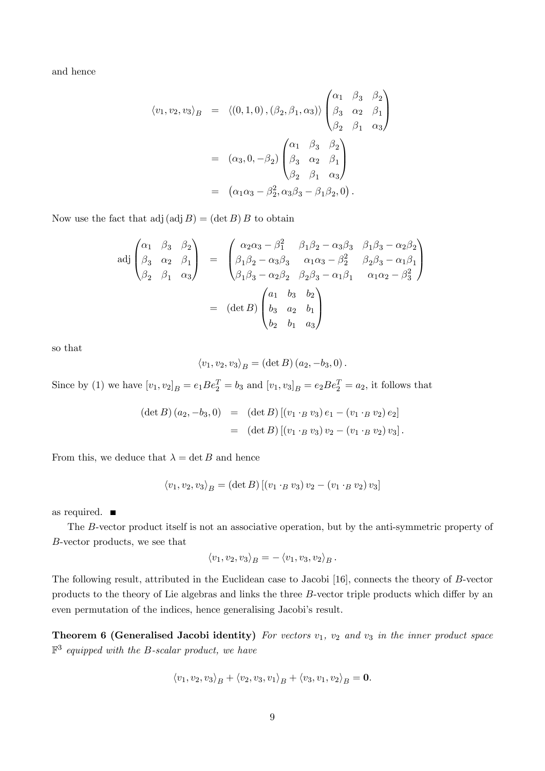and hence

$$
\begin{aligned}
\langle v_1, v_2, v_3 \rangle_B &= \langle (0,1,0), (\beta_2, \beta_1, \alpha_3) \rangle \begin{pmatrix} \alpha_1 & \beta_3 & \beta_2 \\ \beta_3 & \alpha_2 & \beta_1 \\ \beta_2 & \beta_1 & \alpha_3 \end{pmatrix} \\
&= (\alpha_3, 0, -\beta_2) \begin{pmatrix} \alpha_1 & \beta_3 & \beta_2 \\ \beta_3 & \alpha_2 & \beta_1 \\ \beta_2 & \beta_1 & \alpha_3 \end{pmatrix} \\
&= \left( \alpha_1 \alpha_3 - \beta_2^2, \alpha_3 \beta_3 - \beta_1 \beta_2, 0 \right).
\end{aligned}
$$

Now use the fact that $\operatorname{adj}(\operatorname{adj} B) = (\det B) B$ to obtain

$$
\begin{aligned}
\operatorname{adj} \begin{pmatrix} \alpha_1 & \beta_3 & \beta_2 \\ \beta_3 & \alpha_2 & \beta_1 \\ \beta_2 & \beta_1 & \alpha_3 \end{pmatrix} &= \begin{pmatrix} \alpha_2 \alpha_3 - \beta_1^2 & \beta_1 \beta_2 - \alpha_3 \beta_3 & \beta_1 \beta_3 - \alpha_2 \beta_2 \\ \beta_1 \beta_2 - \alpha_3 \beta_3 & \alpha_1 \alpha_3 - \beta_2^2 & \beta_2 \beta_3 - \alpha_1 \beta_1 \\ \beta_1 \beta_3 - \alpha_2 \beta_2 & \beta_2 \beta_3 - \alpha_1 \beta_1 & \alpha_1 \alpha_2 - \beta_3^2 \end{pmatrix} \\
&= (\det B) \begin{pmatrix} a_1 & b_3 & b_2 \\ b_3 & a_2 & b_1 \\ b_2 & b_1 & a_3 \end{pmatrix}
\end{aligned}
$$

so that

$$
\langle v_1, v_2, v_3 \rangle_B = (\det B) (a_2, -b_3, 0).
$$

Since by (1) we have $[v_1, v_2]_B = e_1 B e_2^T = b_3$ and $[v_1, v_3]_B = e_2 B e_2^T = a_2$, it follows that

$$
\begin{aligned}
(\det B)(a_2, -b_3, 0) &= (\det B) \left[ (v_1 \cdot_B v_3) e_1 - (v_1 \cdot_B v_2) e_2 \right] \\
&= (\det B) \left[ (v_1 \cdot_B v_3) v_2 - (v_1 \cdot_B v_2) v_3 \right].
\end{aligned}
$$

From this, we deduce that $\lambda = \det B$ and hence

$$
\langle v_1, v_2, v_3 \rangle_B = (\det B) \left[ (v_1 \cdot_B v_3) v_2 - (v_1 \cdot_B v_2) v_3 \right]
$$

as required. ■

The $B$-vector product itself is not an associative operation, but by the anti-symmetric property of $B$-vector products, we see that

$$
\langle v_1, v_2, v_3 \rangle_B = - \langle v_1, v_3, v_2 \rangle_B .
$$

The following result, attributed in the Euclidean case to Jacobi [16], connects the theory of $B$-vector products to the theory of Lie algebras and links the three $B$-vector triple products which differ by an even permutation of the indices, hence generalising Jacobi's result.

**Theorem 6 (Generalised Jacobi identity)** *For vectors $v_1$, $v_2$ and $v_3$ in the inner product space $\mathbb{F}^3$ equipped with the $B$-scalar product, we have*

$$
\langle v_1, v_2, v_3 \rangle_B + \langle v_2, v_3, v_1 \rangle_B + \langle v_3, v_1, v_2 \rangle_B = \mathbf{0}.
$$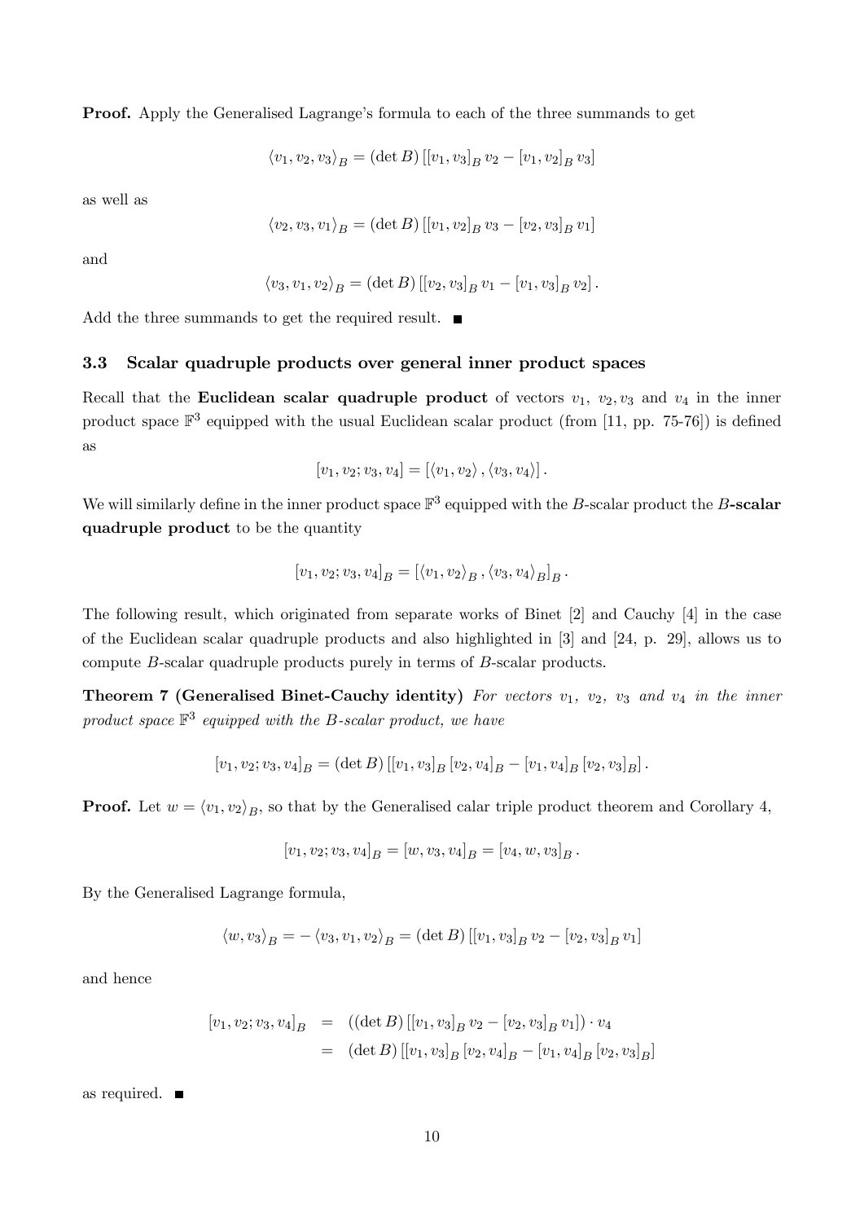**Proof.** Apply the Generalised Lagrange's formula to each of the three summands to get

$$\langle v_1, v_2, v_3 \rangle_B = (\det B) \left[ [v_1, v_3]_B \, v_2 - [v_1, v_2]_B \, v_3 \right]$$

as well as

$$\langle v_2, v_3, v_1 \rangle_B = (\det B) \left[ [v_1, v_2]_B \, v_3 - [v_2, v_3]_B \, v_1 \right]$$

and

$$\langle v_3, v_1, v_2 \rangle_B = (\det B) \left[ [v_2, v_3]_B \, v_1 - [v_1, v_3]_B \, v_2 \right].$$

Add the three summands to get the required result. ■

### 3.3 Scalar quadruple products over general inner product spaces

Recall that the **Euclidean scalar quadruple product** of vectors $v_1$, $v_2, v_3$ and $v_4$ in the inner product space $\mathbb{F}^3$ equipped with the usual Euclidean scalar product (from [11, pp. 75-76]) is defined as

$$[v_1, v_2; v_3, v_4] = [\langle v_1, v_2 \rangle, \langle v_3, v_4 \rangle].$$

We will similarly define in the inner product space $\mathbb{F}^3$ equipped with the $B$-scalar product the **$B$-scalar quadruple product** to be the quantity

$$[v_1, v_2; v_3, v_4]_B = [\langle v_1, v_2 \rangle_B, \langle v_3, v_4 \rangle_B]_B.$$

The following result, which originated from separate works of Binet [2] and Cauchy [4] in the case of the Euclidean scalar quadruple products and also highlighted in [3] and [24, p. 29], allows us to compute $B$-scalar quadruple products purely in terms of $B$-scalar products.

**Theorem 7 (Generalised Binet-Cauchy identity)** *For vectors $v_1$, $v_2$, $v_3$ and $v_4$ in the inner product space $\mathbb{F}^3$ equipped with the $B$-scalar product, we have*

$$[v_1, v_2; v_3, v_4]_B = (\det B) \left[ [v_1, v_3]_B \, [v_2, v_4]_B - [v_1, v_4]_B \, [v_2, v_3]_B \right].$$

**Proof.** Let $w = \langle v_1, v_2 \rangle_B$, so that by the Generalised calar triple product theorem and Corollary 4,

$$[v_1, v_2; v_3, v_4]_B = [w, v_3, v_4]_B = [v_4, w, v_3]_B.$$

By the Generalised Lagrange formula,

$$\langle w, v_3 \rangle_B = - \langle v_3, v_1, v_2 \rangle_B = (\det B) \left[ [v_1, v_3]_B \, v_2 - [v_2, v_3]_B \, v_1 \right]$$

and hence

$$\begin{aligned}
[v_1, v_2; v_3, v_4]_B &= \left( (\det B) \left[ [v_1, v_3]_B \, v_2 - [v_2, v_3]_B \, v_1 \right] \right) \cdot v_4 \\
&= (\det B) \left[ [v_1, v_3]_B \, [v_2, v_4]_B - [v_1, v_4]_B \, [v_2, v_3]_B \right]
\end{aligned}$$

as required. ■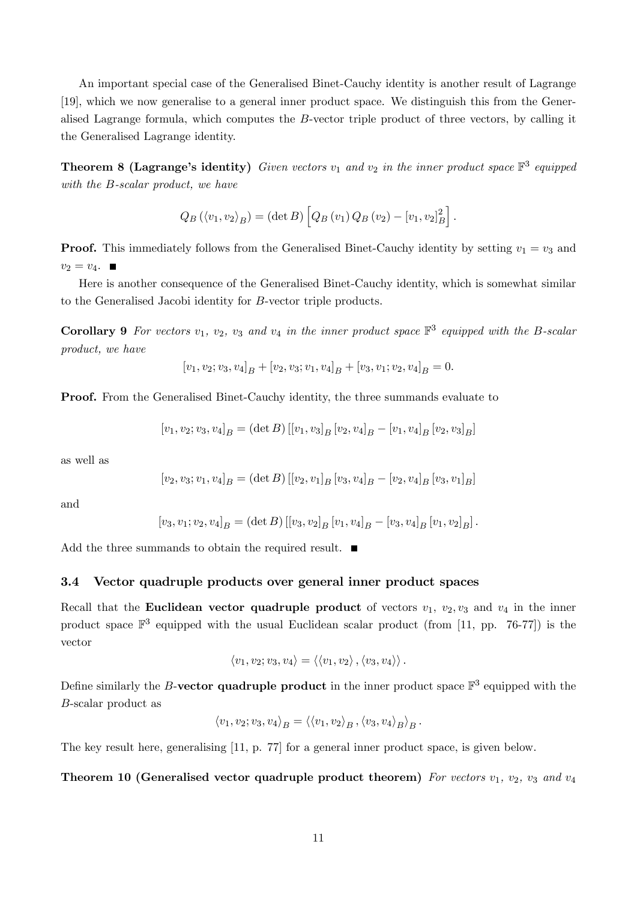An important special case of the Generalised Binet-Cauchy identity is another result of Lagrange [19], which we now generalise to a general inner product space. We distinguish this from the Generalised Lagrange formula, which computes the $B$-vector triple product of three vectors, by calling it the Generalised Lagrange identity.

**Theorem 8 (Lagrange's identity)** *Given vectors $v_1$ and $v_2$ in the inner product space $\mathbb{F}^3$ equipped with the $B$-scalar product, we have*

$$Q_B\left(\langle v_1, v_2\rangle_B\right) = (\det B)\left[Q_B\left(v_1\right) Q_B\left(v_2\right) - \left[v_1, v_2\right]_B^2\right].$$

**Proof.** This immediately follows from the Generalised Binet-Cauchy identity by setting $v_1 = v_3$ and $v_2 = v_4$. ■

Here is another consequence of the Generalised Binet-Cauchy identity, which is somewhat similar to the Generalised Jacobi identity for $B$-vector triple products.

**Corollary 9** *For vectors $v_1$, $v_2$, $v_3$ and $v_4$ in the inner product space $\mathbb{F}^3$ equipped with the $B$-scalar product, we have*

$$\left[v_1, v_2; v_3, v_4\right]_B + \left[v_2, v_3; v_1, v_4\right]_B + \left[v_3, v_1; v_2, v_4\right]_B = 0.$$

**Proof.** From the Generalised Binet-Cauchy identity, the three summands evaluate to

$$\left[v_1, v_2; v_3, v_4\right]_B = (\det B)\left[\left[v_1, v_3\right]_B \left[v_2, v_4\right]_B - \left[v_1, v_4\right]_B \left[v_2, v_3\right]_B\right]$$

as well as

$$\left[v_2, v_3; v_1, v_4\right]_B = (\det B)\left[\left[v_2, v_1\right]_B \left[v_3, v_4\right]_B - \left[v_2, v_4\right]_B \left[v_3, v_1\right]_B\right]$$

and

$$\left[v_3, v_1; v_2, v_4\right]_B = (\det B)\left[\left[v_3, v_2\right]_B \left[v_1, v_4\right]_B - \left[v_3, v_4\right]_B \left[v_1, v_2\right]_B\right].$$

Add the three summands to obtain the required result. ■

### 3.4 Vector quadruple products over general inner product spaces

Recall that the **Euclidean vector quadruple product** of vectors $v_1$, $v_2$, $v_3$ and $v_4$ in the inner product space $\mathbb{F}^3$ equipped with the usual Euclidean scalar product (from [11, pp. 76-77]) is the vector

$$\langle v_1, v_2; v_3, v_4\rangle = \langle\langle v_1, v_2\rangle, \langle v_3, v_4\rangle\rangle.$$

Define similarly the $B$-**vector quadruple product** in the inner product space $\mathbb{F}^3$ equipped with the $B$-scalar product as

$$\langle v_1, v_2; v_3, v_4\rangle_B = \langle\langle v_1, v_2\rangle_B, \langle v_3, v_4\rangle_B\rangle_B.$$

The key result here, generalising [11, p. 77] for a general inner product space, is given below.

**Theorem 10 (Generalised vector quadruple product theorem)** *For vectors $v_1$, $v_2$, $v_3$ and $v_4$*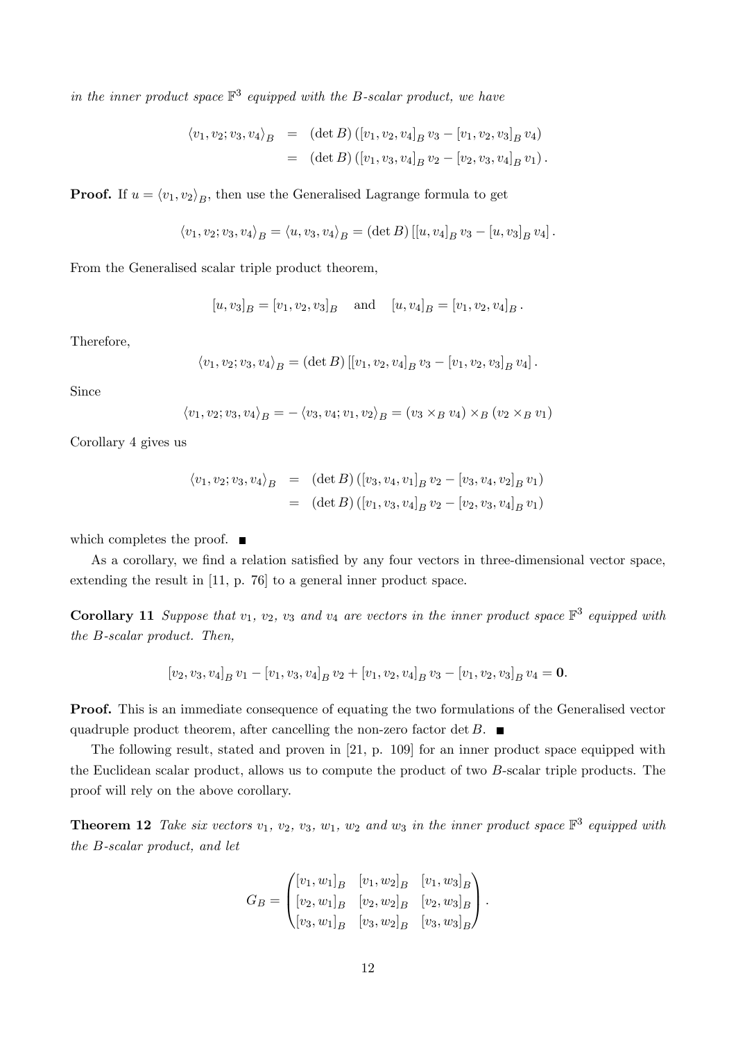*in the inner product space* $\mathbb{F}^3$ *equipped with the* $B$*-scalar product, we have*

$$\begin{aligned}
\langle v_1, v_2; v_3, v_4\rangle_B &= (\det B)\left([v_1, v_2, v_4]_B\, v_3 - [v_1, v_2, v_3]_B\, v_4\right) \\
&= (\det B)\left([v_1, v_3, v_4]_B\, v_2 - [v_2, v_3, v_4]_B\, v_1\right).
\end{aligned}$$

**Proof.** If $u = \langle v_1, v_2\rangle_B$, then use the Generalised Lagrange formula to get

$$\langle v_1, v_2; v_3, v_4\rangle_B = \langle u, v_3, v_4\rangle_B = (\det B)\left[[u, v_4]_B\, v_3 - [u, v_3]_B\, v_4\right].$$

From the Generalised scalar triple product theorem,

$$[u, v_3]_B = [v_1, v_2, v_3]_B \quad \text{and} \quad [u, v_4]_B = [v_1, v_2, v_4]_B\,.$$

Therefore,

$$\langle v_1, v_2; v_3, v_4\rangle_B = (\det B)\left[[v_1, v_2, v_4]_B\, v_3 - [v_1, v_2, v_3]_B\, v_4\right].$$

Since

$$\langle v_1, v_2; v_3, v_4\rangle_B = -\langle v_3, v_4; v_1, v_2\rangle_B = (v_3 \times_B v_4) \times_B (v_2 \times_B v_1)$$

Corollary 4 gives us

$$\begin{aligned}
\langle v_1, v_2; v_3, v_4\rangle_B &= (\det B)\left([v_3, v_4, v_1]_B\, v_2 - [v_3, v_4, v_2]_B\, v_1\right) \\
&= (\det B)\left([v_1, v_3, v_4]_B\, v_2 - [v_2, v_3, v_4]_B\, v_1\right)
\end{aligned}$$

which completes the proof. ∎

As a corollary, we find a relation satisfied by any four vectors in three-dimensional vector space, extending the result in [11, p. 76] to a general inner product space.

**Corollary 11** *Suppose that* $v_1$*,* $v_2$*,* $v_3$ *and* $v_4$ *are vectors in the inner product space* $\mathbb{F}^3$ *equipped with the* $B$*-scalar product. Then,*

$$[v_2, v_3, v_4]_B\, v_1 - [v_1, v_3, v_4]_B\, v_2 + [v_1, v_2, v_4]_B\, v_3 - [v_1, v_2, v_3]_B\, v_4 = \mathbf{0}.$$

**Proof.** This is an immediate consequence of equating the two formulations of the Generalised vector quadruple product theorem, after cancelling the non-zero factor $\det B$. ∎

The following result, stated and proven in [21, p. 109] for an inner product space equipped with the Euclidean scalar product, allows us to compute the product of two $B$-scalar triple products. The proof will rely on the above corollary.

**Theorem 12** *Take six vectors* $v_1$*,* $v_2$*,* $v_3$*,* $w_1$*,* $w_2$ *and* $w_3$ *in the inner product space* $\mathbb{F}^3$ *equipped with the* $B$*-scalar product, and let*

$$G_B = \begin{pmatrix} [v_1, w_1]_B & [v_1, w_2]_B & [v_1, w_3]_B \\ [v_2, w_1]_B & [v_2, w_2]_B & [v_2, w_3]_B \\ [v_3, w_1]_B & [v_3, w_2]_B & [v_3, w_3]_B \end{pmatrix}.$$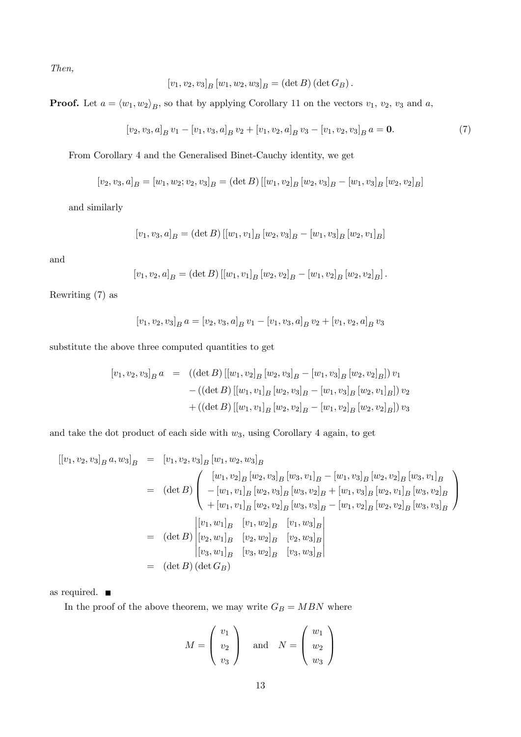*Then,*

$$[v_1, v_2, v_3]_B [w_1, w_2, w_3]_B = (\det B)(\det G_B).$$

**Proof.** Let $a = \langle w_1, w_2 \rangle_B$, so that by applying Corollary 11 on the vectors $v_1$, $v_2$, $v_3$ and $a$,

$$[v_2, v_3, a]_B v_1 - [v_1, v_3, a]_B v_2 + [v_1, v_2, a]_B v_3 - [v_1, v_2, v_3]_B a = \mathbf{0}. \tag{7}$$

From Corollary 4 and the Generalised Binet-Cauchy identity, we get

$$[v_2, v_3, a]_B = [w_1, w_2; v_2, v_3]_B = (\det B)\left[[w_1, v_2]_B [w_2, v_3]_B - [w_1, v_3]_B [w_2, v_2]_B\right]$$

and similarly

$$[v_1, v_3, a]_B = (\det B)\left[[w_1, v_1]_B [w_2, v_3]_B - [w_1, v_3]_B [w_2, v_1]_B\right]$$

and

$$[v_1, v_2, a]_B = (\det B)\left[[w_1, v_1]_B [w_2, v_2]_B - [w_1, v_2]_B [w_2, v_2]_B\right].$$

Rewriting (7) as

$$[v_1, v_2, v_3]_B a = [v_2, v_3, a]_B v_1 - [v_1, v_3, a]_B v_2 + [v_1, v_2, a]_B v_3$$

substitute the above three computed quantities to get

$$\begin{aligned}
[v_1, v_2, v_3]_B a &= ((\det B)\left[[w_1, v_2]_B [w_2, v_3]_B - [w_1, v_3]_B [w_2, v_2]_B\right]) v_1 \\
&\quad - ((\det B)\left[[w_1, v_1]_B [w_2, v_3]_B - [w_1, v_3]_B [w_2, v_1]_B\right]) v_2 \\
&\quad + ((\det B)\left[[w_1, v_1]_B [w_2, v_2]_B - [w_1, v_2]_B [w_2, v_2]_B\right]) v_3
\end{aligned}$$

and take the dot product of each side with $w_3$, using Corollary 4 again, to get

$$\begin{aligned}
\left[[v_1, v_2, v_3]_B a, w_3\right]_B &= [v_1, v_2, v_3]_B [w_1, w_2, w_3]_B \\
&= (\det B) \begin{pmatrix} [w_1, v_2]_B [w_2, v_3]_B [w_3, v_1]_B - [w_1, v_3]_B [w_2, v_2]_B [w_3, v_1]_B \\ - [w_1, v_1]_B [w_2, v_3]_B [w_3, v_2]_B + [w_1, v_3]_B [w_2, v_1]_B [w_3, v_2]_B \\ + [w_1, v_1]_B [w_2, v_2]_B [w_3, v_3]_B - [w_1, v_2]_B [w_2, v_2]_B [w_3, v_3]_B \end{pmatrix} \\
&= (\det B) \begin{vmatrix} [v_1, w_1]_B & [v_1, w_2]_B & [v_1, w_3]_B \\ [v_2, w_1]_B & [v_2, w_2]_B & [v_2, w_3]_B \\ [v_3, w_1]_B & [v_3, w_2]_B & [v_3, w_3]_B \end{vmatrix} \\
&= (\det B)(\det G_B)
\end{aligned}$$

as required. ■

In the proof of the above theorem, we may write $G_B = MBN$ where

$$M = \begin{pmatrix} v_1 \\ v_2 \\ v_3 \end{pmatrix} \quad \text{and} \quad N = \begin{pmatrix} w_1 \\ w_2 \\ w_3 \end{pmatrix}$$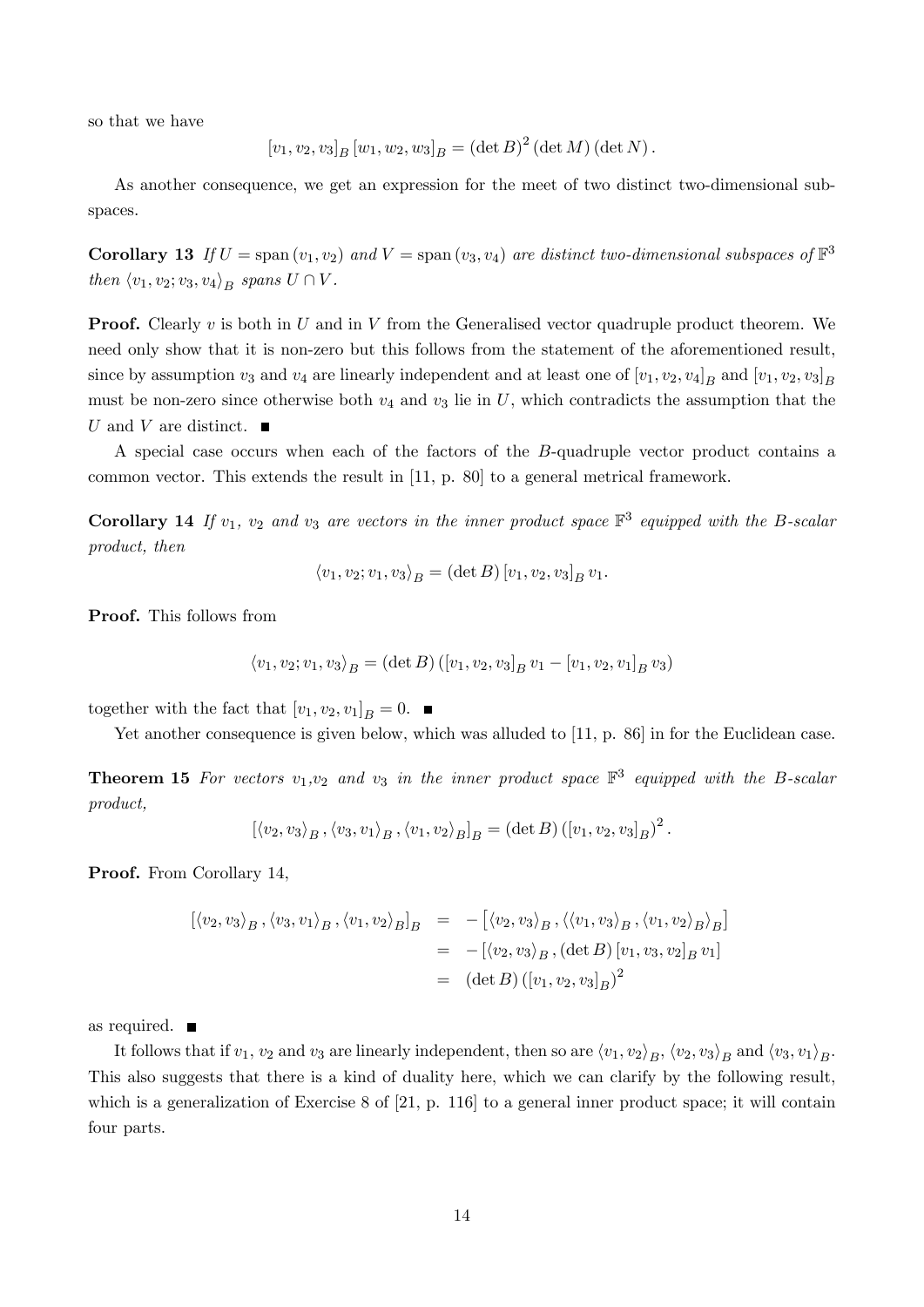so that we have

$$[v_1, v_2, v_3]_B [w_1, w_2, w_3]_B = (\det B)^2 (\det M)(\det N).$$

As another consequence, we get an expression for the meet of two distinct two-dimensional subspaces.

**Corollary 13** *If $U = \operatorname{span}(v_1, v_2)$ and $V = \operatorname{span}(v_3, v_4)$ are distinct two-dimensional subspaces of $\mathbb{F}^3$ then $\langle v_1, v_2; v_3, v_4 \rangle_B$ spans $U \cap V$.*

**Proof.** Clearly $v$ is both in $U$ and in $V$ from the Generalised vector quadruple product theorem. We need only show that it is non-zero but this follows from the statement of the aforementioned result, since by assumption $v_3$ and $v_4$ are linearly independent and at least one of $[v_1, v_2, v_4]_B$ and $[v_1, v_2, v_3]_B$ must be non-zero since otherwise both $v_4$ and $v_3$ lie in $U$, which contradicts the assumption that the $U$ and $V$ are distinct. ∎

A special case occurs when each of the factors of the $B$-quadruple vector product contains a common vector. This extends the result in [11, p. 80] to a general metrical framework.

**Corollary 14** *If $v_1$, $v_2$ and $v_3$ are vectors in the inner product space $\mathbb{F}^3$ equipped with the $B$-scalar product, then*

$$\langle v_1, v_2; v_1, v_3 \rangle_B = (\det B) [v_1, v_2, v_3]_B \, v_1.$$

**Proof.** This follows from

$$\langle v_1, v_2; v_1, v_3 \rangle_B = (\det B) \left( [v_1, v_2, v_3]_B \, v_1 - [v_1, v_2, v_1]_B \, v_3 \right)$$

together with the fact that $[v_1, v_2, v_1]_B = 0$. ∎

Yet another consequence is given below, which was alluded to [11, p. 86] in for the Euclidean case.

**Theorem 15** *For vectors $v_1$,$v_2$ and $v_3$ in the inner product space $\mathbb{F}^3$ equipped with the $B$-scalar product,*

$$\left[ \langle v_2, v_3 \rangle_B , \langle v_3, v_1 \rangle_B , \langle v_1, v_2 \rangle_B \right]_B = (\det B) \left( [v_1, v_2, v_3]_B \right)^2.$$

**Proof.** From Corollary 14,

$$\begin{aligned}
\left[ \langle v_2, v_3 \rangle_B , \langle v_3, v_1 \rangle_B , \langle v_1, v_2 \rangle_B \right]_B &= -\left[ \langle v_2, v_3 \rangle_B , \langle \langle v_1, v_3 \rangle_B , \langle v_1, v_2 \rangle_B \rangle_B \right] \\
&= -\left[ \langle v_2, v_3 \rangle_B , (\det B) [v_1, v_3, v_2]_B \, v_1 \right] \\
&= (\det B) \left( [v_1, v_2, v_3]_B \right)^2
\end{aligned}$$

as required. ∎

It follows that if $v_1$, $v_2$ and $v_3$ are linearly independent, then so are $\langle v_1, v_2 \rangle_B$, $\langle v_2, v_3 \rangle_B$ and $\langle v_3, v_1 \rangle_B$. This also suggests that there is a kind of duality here, which we can clarify by the following result, which is a generalization of Exercise 8 of [21, p. 116] to a general inner product space; it will contain four parts.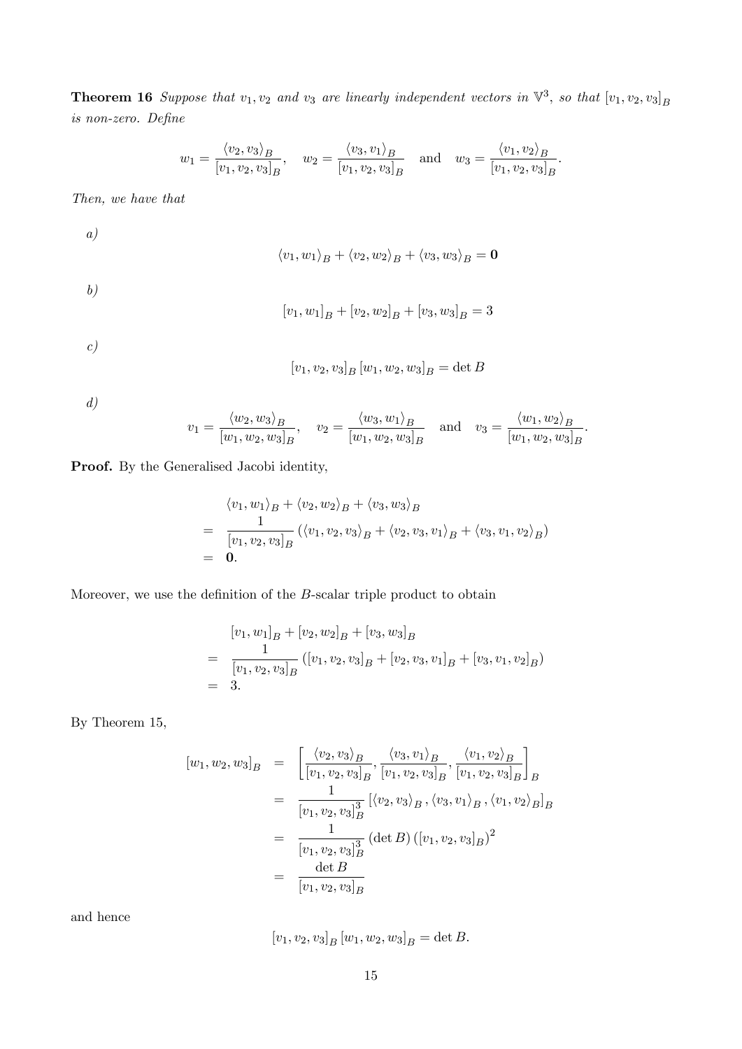**Theorem 16** *Suppose that $v_1, v_2$ and $v_3$ are linearly independent vectors in $\mathbb{V}^3$, so that $[v_1, v_2, v_3]_B$ is non-zero. Define*

$$w_1 = \frac{\langle v_2, v_3 \rangle_B}{[v_1, v_2, v_3]_B}, \quad w_2 = \frac{\langle v_3, v_1 \rangle_B}{[v_1, v_2, v_3]_B} \quad \text{and} \quad w_3 = \frac{\langle v_1, v_2 \rangle_B}{[v_1, v_2, v_3]_B}.$$

*Then, we have that*

*a)*

$$\langle v_1, w_1 \rangle_B + \langle v_2, w_2 \rangle_B + \langle v_3, w_3 \rangle_B = \mathbf{0}$$

*b)*

$$[v_1, w_1]_B + [v_2, w_2]_B + [v_3, w_3]_B = 3$$

*c)*

$$[v_1, v_2, v_3]_B \, [w_1, w_2, w_3]_B = \det B$$

*d)*

$$v_1 = \frac{\langle w_2, w_3 \rangle_B}{[w_1, w_2, w_3]_B}, \quad v_2 = \frac{\langle w_3, w_1 \rangle_B}{[w_1, w_2, w_3]_B} \quad \text{and} \quad v_3 = \frac{\langle w_1, w_2 \rangle_B}{[w_1, w_2, w_3]_B}.$$

**Proof.** By the Generalised Jacobi identity,

$$\begin{aligned}
& \langle v_1, w_1 \rangle_B + \langle v_2, w_2 \rangle_B + \langle v_3, w_3 \rangle_B \\
= \; & \frac{1}{[v_1, v_2, v_3]_B} \left( \langle v_1, v_2, v_3 \rangle_B + \langle v_2, v_3, v_1 \rangle_B + \langle v_3, v_1, v_2 \rangle_B \right) \\
= \; & \mathbf{0}.
\end{aligned}$$

Moreover, we use the definition of the $B$-scalar triple product to obtain

$$\begin{aligned}
& [v_1, w_1]_B + [v_2, w_2]_B + [v_3, w_3]_B \\
= \; & \frac{1}{[v_1, v_2, v_3]_B} \left( [v_1, v_2, v_3]_B + [v_2, v_3, v_1]_B + [v_3, v_1, v_2]_B \right) \\
= \; & 3.
\end{aligned}$$

By Theorem 15,

$$\begin{aligned}
[w_1, w_2, w_3]_B &= \left[ \frac{\langle v_2, v_3 \rangle_B}{[v_1, v_2, v_3]_B}, \frac{\langle v_3, v_1 \rangle_B}{[v_1, v_2, v_3]_B}, \frac{\langle v_1, v_2 \rangle_B}{[v_1, v_2, v_3]_B} \right]_B \\
&= \frac{1}{[v_1, v_2, v_3]_B^3} \left[ \langle v_2, v_3 \rangle_B, \langle v_3, v_1 \rangle_B, \langle v_1, v_2 \rangle_B \right]_B \\
&= \frac{1}{[v_1, v_2, v_3]_B^3} (\det B) \left( [v_1, v_2, v_3]_B \right)^2 \\
&= \frac{\det B}{[v_1, v_2, v_3]_B}
\end{aligned}$$

and hence

$$[v_1, v_2, v_3]_B \, [w_1, w_2, w_3]_B = \det B.$$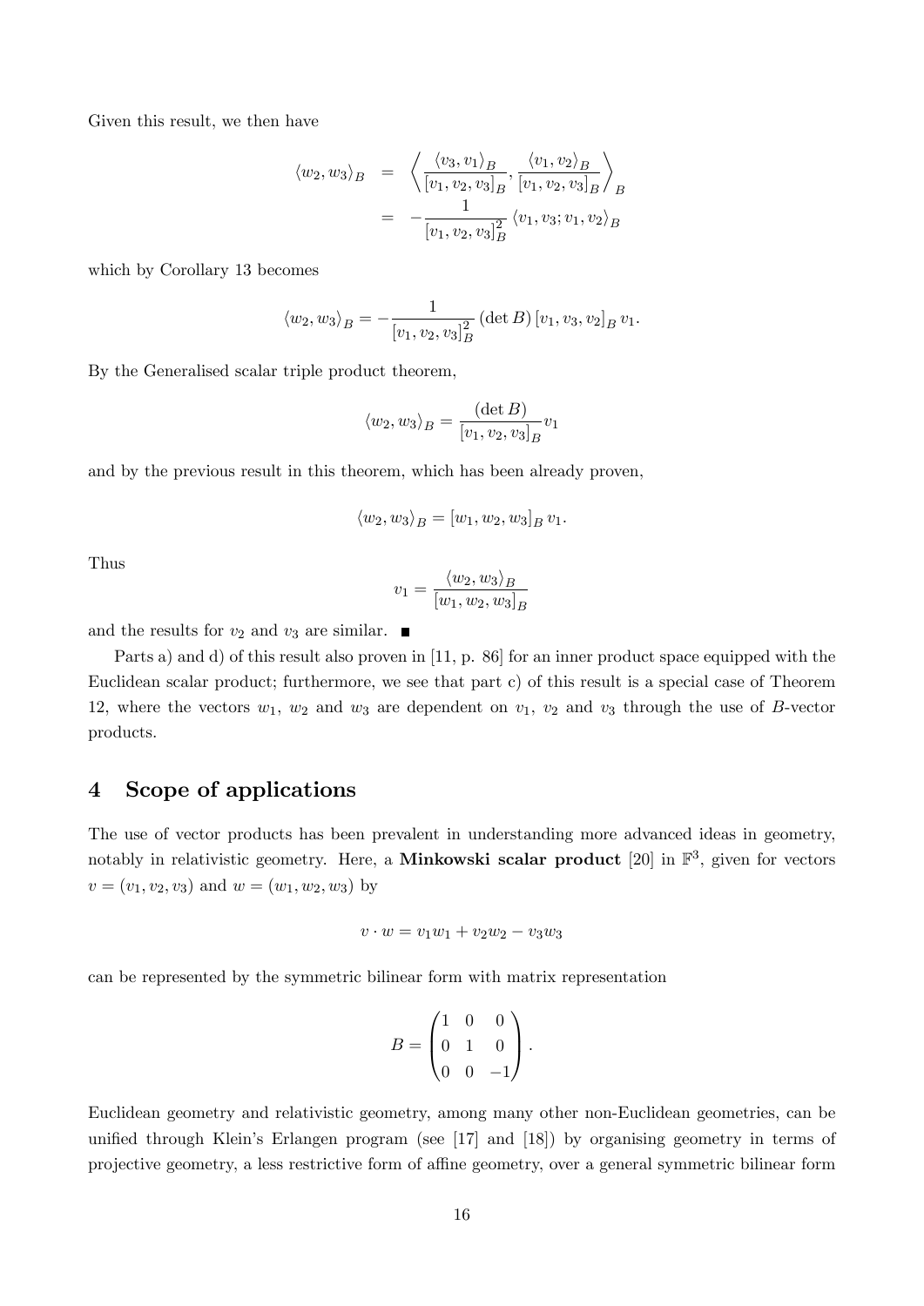Given this result, we then have

$$
\begin{aligned}
\langle w_2, w_3 \rangle_B &= \left\langle \frac{\langle v_3, v_1 \rangle_B}{[v_1, v_2, v_3]_B}, \frac{\langle v_1, v_2 \rangle_B}{[v_1, v_2, v_3]_B} \right\rangle_B \\
&= -\frac{1}{[v_1, v_2, v_3]_B^2} \langle v_1, v_3; v_1, v_2 \rangle_B
\end{aligned}
$$

which by Corollary 13 becomes

$$
\langle w_2, w_3 \rangle_B = -\frac{1}{[v_1, v_2, v_3]_B^2} (\det B) [v_1, v_3, v_2]_B \, v_1.
$$

By the Generalised scalar triple product theorem,

$$
\langle w_2, w_3 \rangle_B = \frac{(\det B)}{[v_1, v_2, v_3]_B} v_1
$$

and by the previous result in this theorem, which has been already proven,

$$
\langle w_2, w_3 \rangle_B = [w_1, w_2, w_3]_B \, v_1.
$$

Thus

$$
v_1 = \frac{\langle w_2, w_3 \rangle_B}{[w_1, w_2, w_3]_B}
$$

and the results for $v_2$ and $v_3$ are similar. ∎

Parts a) and d) of this result also proven in [11, p. 86] for an inner product space equipped with the Euclidean scalar product; furthermore, we see that part c) of this result is a special case of Theorem 12, where the vectors $w_1$, $w_2$ and $w_3$ are dependent on $v_1$, $v_2$ and $v_3$ through the use of $B$-vector products.

## 4 Scope of applications

The use of vector products has been prevalent in understanding more advanced ideas in geometry, notably in relativistic geometry. Here, a **Minkowski scalar product** [20] in $\mathbb{F}^3$, given for vectors $v = (v_1, v_2, v_3)$ and $w = (w_1, w_2, w_3)$ by

$$
v \cdot w = v_1 w_1 + v_2 w_2 - v_3 w_3
$$

can be represented by the symmetric bilinear form with matrix representation

$$
B = \begin{pmatrix} 1 & 0 & 0 \\ 0 & 1 & 0 \\ 0 & 0 & -1 \end{pmatrix}.
$$

Euclidean geometry and relativistic geometry, among many other non-Euclidean geometries, can be unified through Klein's Erlangen program (see [17] and [18]) by organising geometry in terms of projective geometry, a less restrictive form of affine geometry, over a general symmetric bilinear form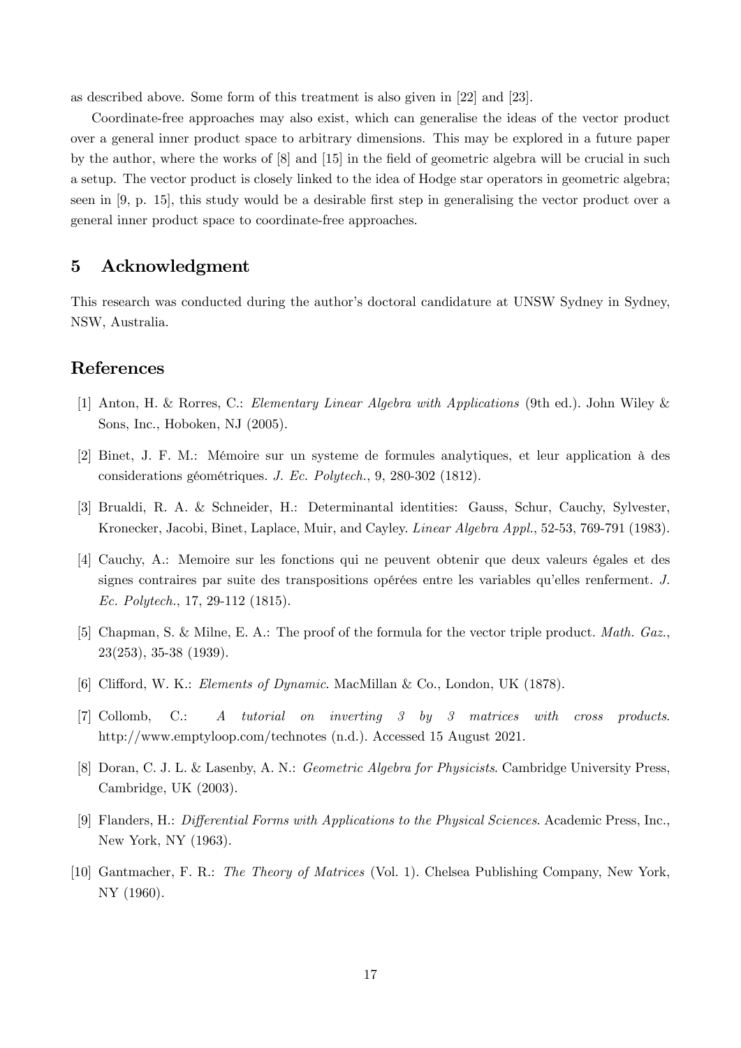as described above. Some form of this treatment is also given in [22] and [23].

Coordinate-free approaches may also exist, which can generalise the ideas of the vector product over a general inner product space to arbitrary dimensions. This may be explored in a future paper by the author, where the works of [8] and [15] in the field of geometric algebra will be crucial in such a setup. The vector product is closely linked to the idea of Hodge star operators in geometric algebra; seen in [9, p. 15], this study would be a desirable first step in generalising the vector product over a general inner product space to coordinate-free approaches.

## 5 Acknowledgment

This research was conducted during the author's doctoral candidature at UNSW Sydney in Sydney, NSW, Australia.

## References

[1] Anton, H. & Rorres, C.: *Elementary Linear Algebra with Applications* (9th ed.). John Wiley & Sons, Inc., Hoboken, NJ (2005).

[2] Binet, J. F. M.: Mémoire sur un systeme de formules analytiques, et leur application à des considerations géométriques. *J. Ec. Polytech.*, 9, 280-302 (1812).

[3] Brualdi, R. A. & Schneider, H.: Determinantal identities: Gauss, Schur, Cauchy, Sylvester, Kronecker, Jacobi, Binet, Laplace, Muir, and Cayley. *Linear Algebra Appl.*, 52-53, 769-791 (1983).

[4] Cauchy, A.: Memoire sur les fonctions qui ne peuvent obtenir que deux valeurs égales et des signes contraires par suite des transpositions opérées entre les variables qu'elles renferment. *J. Ec. Polytech.*, 17, 29-112 (1815).

[5] Chapman, S. & Milne, E. A.: The proof of the formula for the vector triple product. *Math. Gaz.*, 23(253), 35-38 (1939).

[6] Clifford, W. K.: *Elements of Dynamic*. MacMillan & Co., London, UK (1878).

[7] Collomb, C.: *A tutorial on inverting 3 by 3 matrices with cross products*. http://www.emptyloop.com/technotes (n.d.). Accessed 15 August 2021.

[8] Doran, C. J. L. & Lasenby, A. N.: *Geometric Algebra for Physicists*. Cambridge University Press, Cambridge, UK (2003).

[9] Flanders, H.: *Differential Forms with Applications to the Physical Sciences*. Academic Press, Inc., New York, NY (1963).

[10] Gantmacher, F. R.: *The Theory of Matrices* (Vol. 1). Chelsea Publishing Company, New York, NY (1960).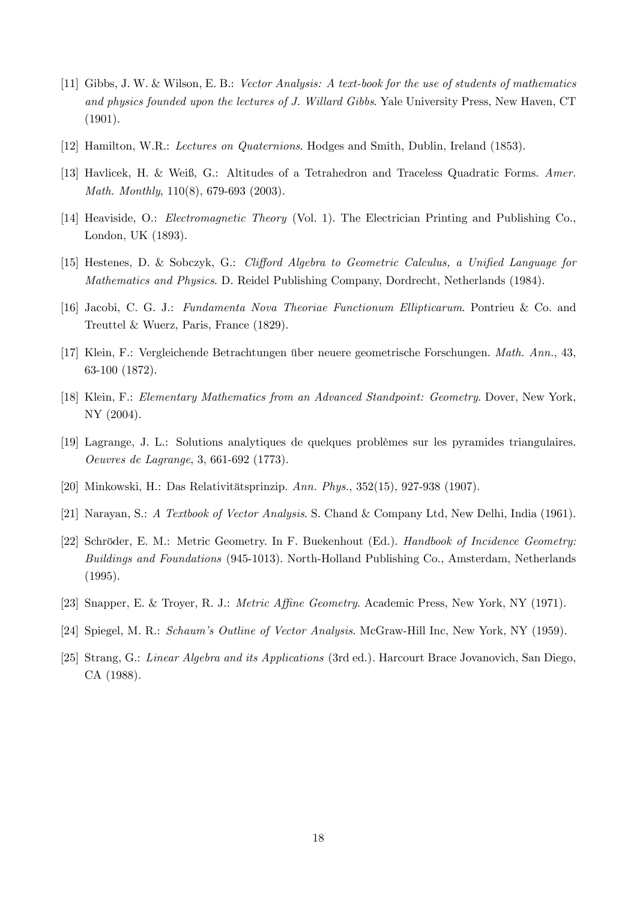[11] Gibbs, J. W. & Wilson, E. B.: *Vector Analysis: A text-book for the use of students of mathematics and physics founded upon the lectures of J. Willard Gibbs*. Yale University Press, New Haven, CT (1901).

[12] Hamilton, W.R.: *Lectures on Quaternions*. Hodges and Smith, Dublin, Ireland (1853).

[13] Havlicek, H. & Weiß, G.: Altitudes of a Tetrahedron and Traceless Quadratic Forms. *Amer. Math. Monthly*, 110(8), 679-693 (2003).

[14] Heaviside, O.: *Electromagnetic Theory* (Vol. 1). The Electrician Printing and Publishing Co., London, UK (1893).

[15] Hestenes, D. & Sobczyk, G.: *Clifford Algebra to Geometric Calculus, a Unified Language for Mathematics and Physics*. D. Reidel Publishing Company, Dordrecht, Netherlands (1984).

[16] Jacobi, C. G. J.: *Fundamenta Nova Theoriae Functionum Ellipticarum*. Pontrieu & Co. and Treuttel & Wuerz, Paris, France (1829).

[17] Klein, F.: Vergleichende Betrachtungen über neuere geometrische Forschungen. *Math. Ann.*, 43, 63-100 (1872).

[18] Klein, F.: *Elementary Mathematics from an Advanced Standpoint: Geometry*. Dover, New York, NY (2004).

[19] Lagrange, J. L.: Solutions analytiques de quelques problèmes sur les pyramides triangulaires. *Oeuvres de Lagrange*, 3, 661-692 (1773).

[20] Minkowski, H.: Das Relativitätsprinzip. *Ann. Phys.*, 352(15), 927-938 (1907).

[21] Narayan, S.: *A Textbook of Vector Analysis*. S. Chand & Company Ltd, New Delhi, India (1961).

[22] Schröder, E. M.: Metric Geometry. In F. Buekenhout (Ed.). *Handbook of Incidence Geometry: Buildings and Foundations* (945-1013). North-Holland Publishing Co., Amsterdam, Netherlands (1995).

[23] Snapper, E. & Troyer, R. J.: *Metric Affine Geometry*. Academic Press, New York, NY (1971).

[24] Spiegel, M. R.: *Schaum's Outline of Vector Analysis*. McGraw-Hill Inc, New York, NY (1959).

[25] Strang, G.: *Linear Algebra and its Applications* (3rd ed.). Harcourt Brace Jovanovich, San Diego, CA (1988).